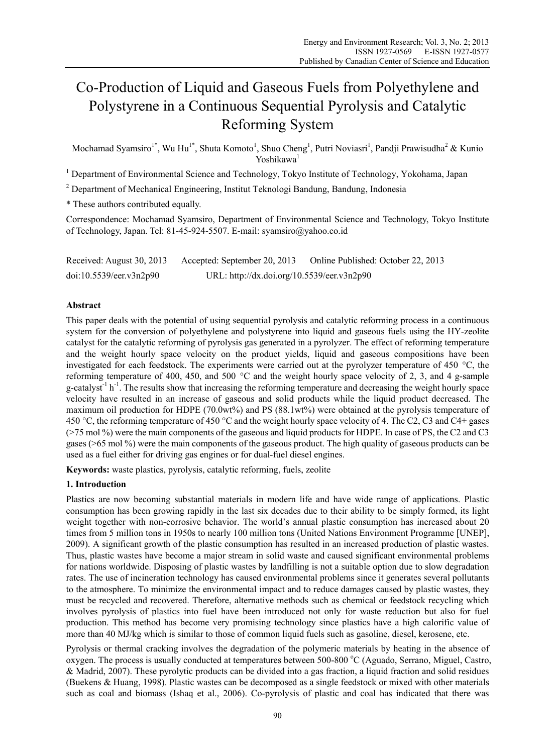# Co-Production of Liquid and Gaseous Fuels from Polyethylene and Polystyrene in a Continuous Sequential Pyrolysis and Catalytic Reforming System

Mochamad Syamsiro[1*], Wu Hu[1*], Shuta Komoto[1], Shuo Cheng[1], Putri Noviasri[1], Pandji Prawisudha[2] & Kunio Yoshikawa[1]

[1] Department of Environmental Science and Technology, Tokyo Institute of Technology, Yokohama, Japan

[2] Department of Mechanical Engineering, Institut Teknologi Bandung, Bandung, Indonesia

\* These authors contributed equally.

Correspondence: Mochamad Syamsiro, Department of Environmental Science and Technology, Tokyo Institute of Technology, Japan. Tel: 81-45-924-5507. E-mail: syamsiro@yahoo.co.id

Received: August 30, 2013 Accepted: September 20, 2013 Online Published: October 22, 2013

doi:10.5539/eer.v3n2p90 URL: http://dx.doi.org/10.5539/eer.v3n2p90

## Abstract

This paper deals with the potential of using sequential pyrolysis and catalytic reforming process in a continuous system for the conversion of polyethylene and polystyrene into liquid and gaseous fuels using the HY-zeolite catalyst for the catalytic reforming of pyrolysis gas generated in a pyrolyzer. The effect of reforming temperature and the weight hourly space velocity on the product yields, liquid and gaseous compositions have been investigated for each feedstock. The experiments were carried out at the pyrolyzer temperature of 450 °C, the reforming temperature of 400, 450, and 500 °C and the weight hourly space velocity of 2, 3, and 4 g-sample g-catalyst$^{-1}$ h$^{-1}$. The results show that increasing the reforming temperature and decreasing the weight hourly space velocity have resulted in an increase of gaseous and solid products while the liquid product decreased. The maximum oil production for HDPE (70.0wt%) and PS (88.1wt%) were obtained at the pyrolysis temperature of 450 °C, the reforming temperature of 450 °C and the weight hourly space velocity of 4. The C2, C3 and C4+ gases (>75 mol %) were the main components of the gaseous and liquid products for HDPE. In case of PS, the C2 and C3 gases (>65 mol %) were the main components of the gaseous product. The high quality of gaseous products can be used as a fuel either for driving gas engines or for dual-fuel diesel engines.

**Keywords:** waste plastics, pyrolysis, catalytic reforming, fuels, zeolite

## 1. Introduction

Plastics are now becoming substantial materials in modern life and have wide range of applications. Plastic consumption has been growing rapidly in the last six decades due to their ability to be simply formed, its light weight together with non-corrosive behavior. The world's annual plastic consumption has increased about 20 times from 5 million tons in 1950s to nearly 100 million tons (United Nations Environment Programme [UNEP], 2009). A significant growth of the plastic consumption has resulted in an increased production of plastic wastes. Thus, plastic wastes have become a major stream in solid waste and caused significant environmental problems for nations worldwide. Disposing of plastic wastes by landfilling is not a suitable option due to slow degradation rates. The use of incineration technology has caused environmental problems since it generates several pollutants to the atmosphere. To minimize the environmental impact and to reduce damages caused by plastic wastes, they must be recycled and recovered. Therefore, alternative methods such as chemical or feedstock recycling which involves pyrolysis of plastics into fuel have been introduced not only for waste reduction but also for fuel production. This method has become very promising technology since plastics have a high calorific value of more than 40 MJ/kg which is similar to those of common liquid fuels such as gasoline, diesel, kerosene, etc.

Pyrolysis or thermal cracking involves the degradation of the polymeric materials by heating in the absence of oxygen. The process is usually conducted at temperatures between 500-800 °C (Aguado, Serrano, Miguel, Castro, & Madrid, 2007). These pyrolytic products can be divided into a gas fraction, a liquid fraction and solid residues (Buekens & Huang, 1998). Plastic wastes can be decomposed as a single feedstock or mixed with other materials such as coal and biomass (Ishaq et al., 2006). Co-pyrolysis of plastic and coal has indicated that there was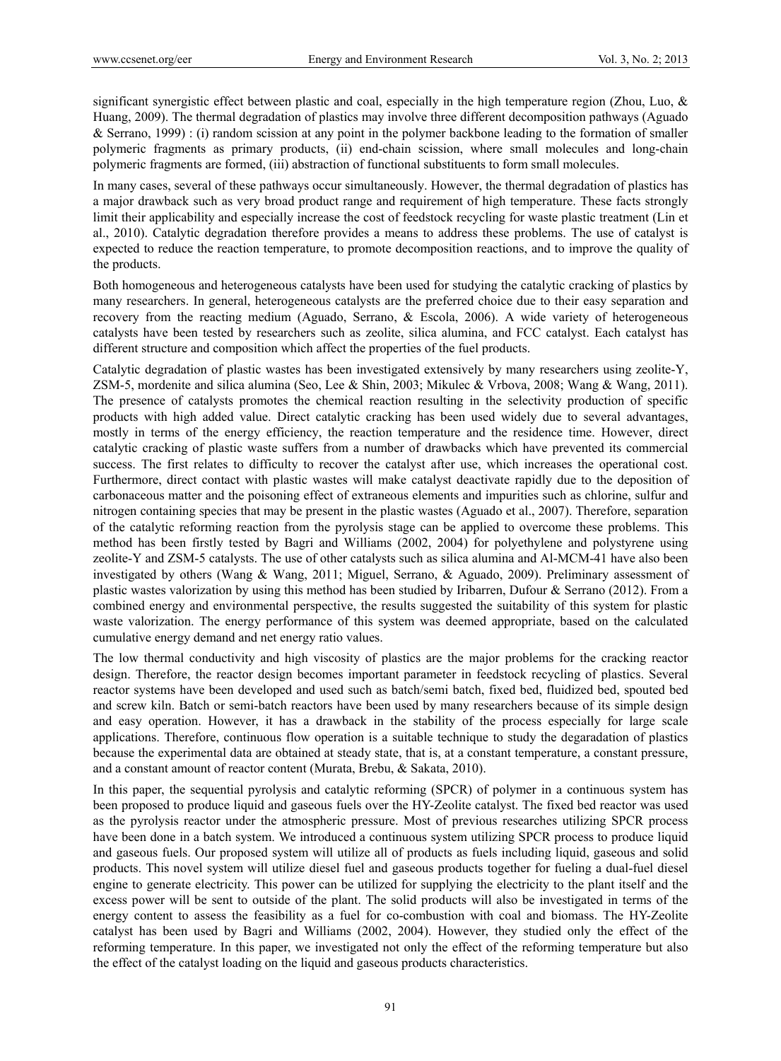significant synergistic effect between plastic and coal, especially in the high temperature region (Zhou, Luo, & Huang, 2009). The thermal degradation of plastics may involve three different decomposition pathways (Aguado & Serrano, 1999) : (i) random scission at any point in the polymer backbone leading to the formation of smaller polymeric fragments as primary products, (ii) end-chain scission, where small molecules and long-chain polymeric fragments are formed, (iii) abstraction of functional substituents to form small molecules.

In many cases, several of these pathways occur simultaneously. However, the thermal degradation of plastics has a major drawback such as very broad product range and requirement of high temperature. These facts strongly limit their applicability and especially increase the cost of feedstock recycling for waste plastic treatment (Lin et al., 2010). Catalytic degradation therefore provides a means to address these problems. The use of catalyst is expected to reduce the reaction temperature, to promote decomposition reactions, and to improve the quality of the products.

Both homogeneous and heterogeneous catalysts have been used for studying the catalytic cracking of plastics by many researchers. In general, heterogeneous catalysts are the preferred choice due to their easy separation and recovery from the reacting medium (Aguado, Serrano, & Escola, 2006). A wide variety of heterogeneous catalysts have been tested by researchers such as zeolite, silica alumina, and FCC catalyst. Each catalyst has different structure and composition which affect the properties of the fuel products.

Catalytic degradation of plastic wastes has been investigated extensively by many researchers using zeolite-Y, ZSM-5, mordenite and silica alumina (Seo, Lee & Shin, 2003; Mikulec & Vrbova, 2008; Wang & Wang, 2011). The presence of catalysts promotes the chemical reaction resulting in the selectivity production of specific products with high added value. Direct catalytic cracking has been used widely due to several advantages, mostly in terms of the energy efficiency, the reaction temperature and the residence time. However, direct catalytic cracking of plastic waste suffers from a number of drawbacks which have prevented its commercial success. The first relates to difficulty to recover the catalyst after use, which increases the operational cost. Furthermore, direct contact with plastic wastes will make catalyst deactivate rapidly due to the deposition of carbonaceous matter and the poisoning effect of extraneous elements and impurities such as chlorine, sulfur and nitrogen containing species that may be present in the plastic wastes (Aguado et al., 2007). Therefore, separation of the catalytic reforming reaction from the pyrolysis stage can be applied to overcome these problems. This method has been firstly tested by Bagri and Williams (2002, 2004) for polyethylene and polystyrene using zeolite-Y and ZSM-5 catalysts. The use of other catalysts such as silica alumina and Al-MCM-41 have also been investigated by others (Wang & Wang, 2011; Miguel, Serrano, & Aguado, 2009). Preliminary assessment of plastic wastes valorization by using this method has been studied by Iribarren, Dufour & Serrano (2012). From a combined energy and environmental perspective, the results suggested the suitability of this system for plastic waste valorization. The energy performance of this system was deemed appropriate, based on the calculated cumulative energy demand and net energy ratio values.

The low thermal conductivity and high viscosity of plastics are the major problems for the cracking reactor design. Therefore, the reactor design becomes important parameter in feedstock recycling of plastics. Several reactor systems have been developed and used such as batch/semi batch, fixed bed, fluidized bed, spouted bed and screw kiln. Batch or semi-batch reactors have been used by many researchers because of its simple design and easy operation. However, it has a drawback in the stability of the process especially for large scale applications. Therefore, continuous flow operation is a suitable technique to study the degaradation of plastics because the experimental data are obtained at steady state, that is, at a constant temperature, a constant pressure, and a constant amount of reactor content (Murata, Brebu, & Sakata, 2010).

In this paper, the sequential pyrolysis and catalytic reforming (SPCR) of polymer in a continuous system has been proposed to produce liquid and gaseous fuels over the HY-Zeolite catalyst. The fixed bed reactor was used as the pyrolysis reactor under the atmospheric pressure. Most of previous researches utilizing SPCR process have been done in a batch system. We introduced a continuous system utilizing SPCR process to produce liquid and gaseous fuels. Our proposed system will utilize all of products as fuels including liquid, gaseous and solid products. This novel system will utilize diesel fuel and gaseous products together for fueling a dual-fuel diesel engine to generate electricity. This power can be utilized for supplying the electricity to the plant itself and the excess power will be sent to outside of the plant. The solid products will also be investigated in terms of the energy content to assess the feasibility as a fuel for co-combustion with coal and biomass. The HY-Zeolite catalyst has been used by Bagri and Williams (2002, 2004). However, they studied only the effect of the reforming temperature. In this paper, we investigated not only the effect of the reforming temperature but also the effect of the catalyst loading on the liquid and gaseous products characteristics.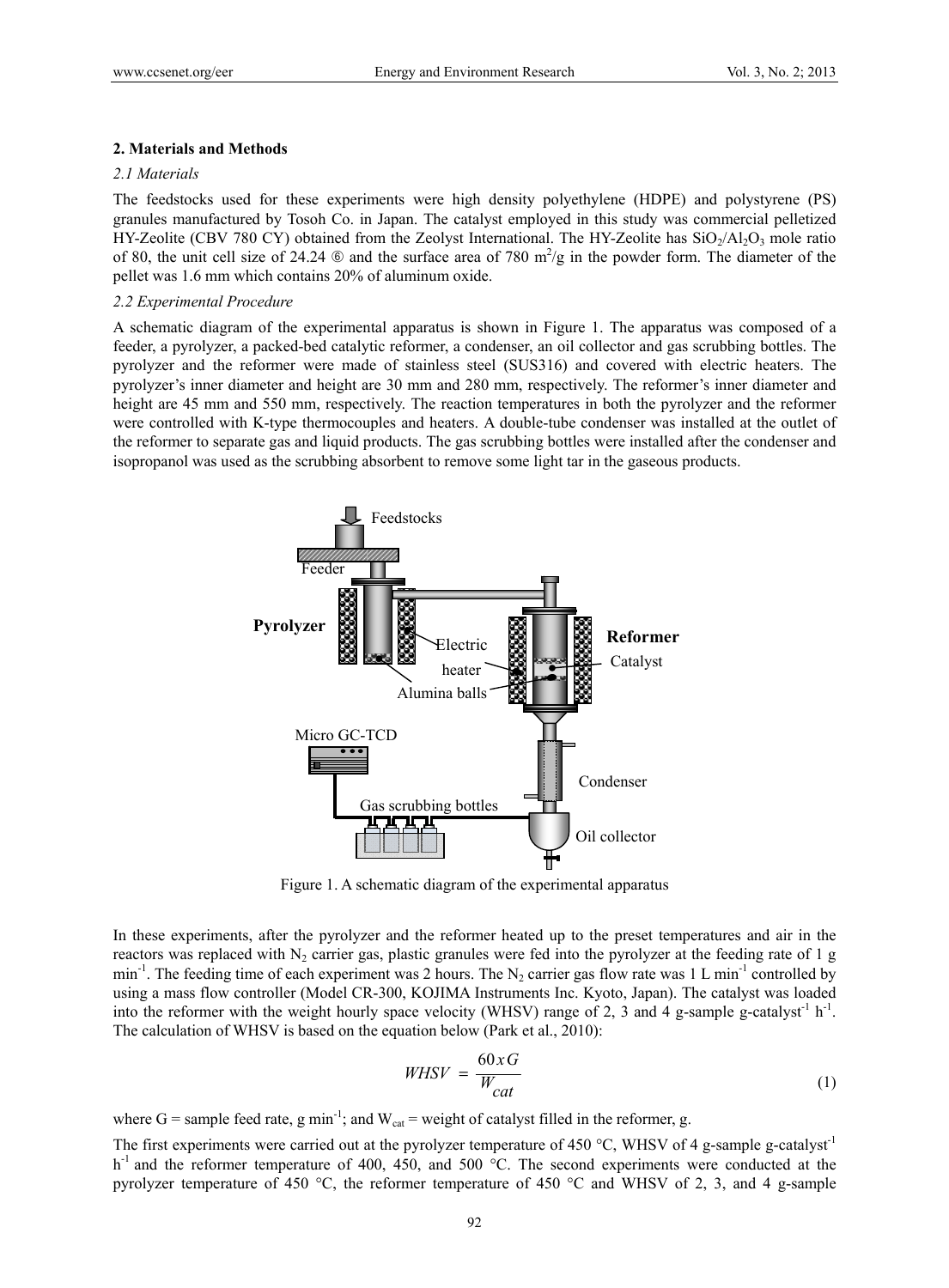## 2. Materials and Methods

### *2.1 Materials*

The feedstocks used for these experiments were high density polyethylene (HDPE) and polystyrene (PS) granules manufactured by Tosoh Co. in Japan. The catalyst employed in this study was commercial pelletized HY-Zeolite (CBV 780 CY) obtained from the Zeolyst International. The HY-Zeolite has $SiO_2/Al_2O_3$ mole ratio of 80, the unit cell size of 24.24 ⑥ and the surface area of 780 $m^2/g$ in the powder form. The diameter of the pellet was 1.6 mm which contains 20% of aluminum oxide.

### *2.2 Experimental Procedure*

A schematic diagram of the experimental apparatus is shown in Figure 1. The apparatus was composed of a feeder, a pyrolyzer, a packed-bed catalytic reformer, a condenser, an oil collector and gas scrubbing bottles. The pyrolyzer and the reformer were made of stainless steel (SUS316) and covered with electric heaters. The pyrolyzer's inner diameter and height are 30 mm and 280 mm, respectively. The reformer's inner diameter and height are 45 mm and 550 mm, respectively. The reaction temperatures in both the pyrolyzer and the reformer were controlled with K-type thermocouples and heaters. A double-tube condenser was installed at the outlet of the reformer to separate gas and liquid products. The gas scrubbing bottles were installed after the condenser and isopropanol was used as the scrubbing absorbent to remove some light tar in the gaseous products.

Figure 1. A schematic diagram of the experimental apparatus

In these experiments, after the pyrolyzer and the reformer heated up to the preset temperatures and air in the reactors was replaced with $N_2$ carrier gas, plastic granules were fed into the pyrolyzer at the feeding rate of 1 g $min^{-1}$. The feeding time of each experiment was 2 hours. The $N_2$ carrier gas flow rate was 1 L $min^{-1}$ controlled by using a mass flow controller (Model CR-300, KOJIMA Instruments Inc. Kyoto, Japan). The catalyst was loaded into the reformer with the weight hourly space velocity (WHSV) range of 2, 3 and 4 g-sample g-catalyst$^{-1}$ $h^{-1}$. The calculation of WHSV is based on the equation below (Park et al., 2010):

$$WHSV = \frac{60 x G}{W_{cat}} \tag{1}$$

where G = sample feed rate, g $min^{-1}$; and $W_{cat}$ = weight of catalyst filled in the reformer, g.

The first experiments were carried out at the pyrolyzer temperature of 450 °C, WHSV of 4 g-sample g-catalyst$^{-1}$ $h^{-1}$ and the reformer temperature of 400, 450, and 500 °C. The second experiments were conducted at the pyrolyzer temperature of 450 °C, the reformer temperature of 450 °C and WHSV of 2, 3, and 4 g-sample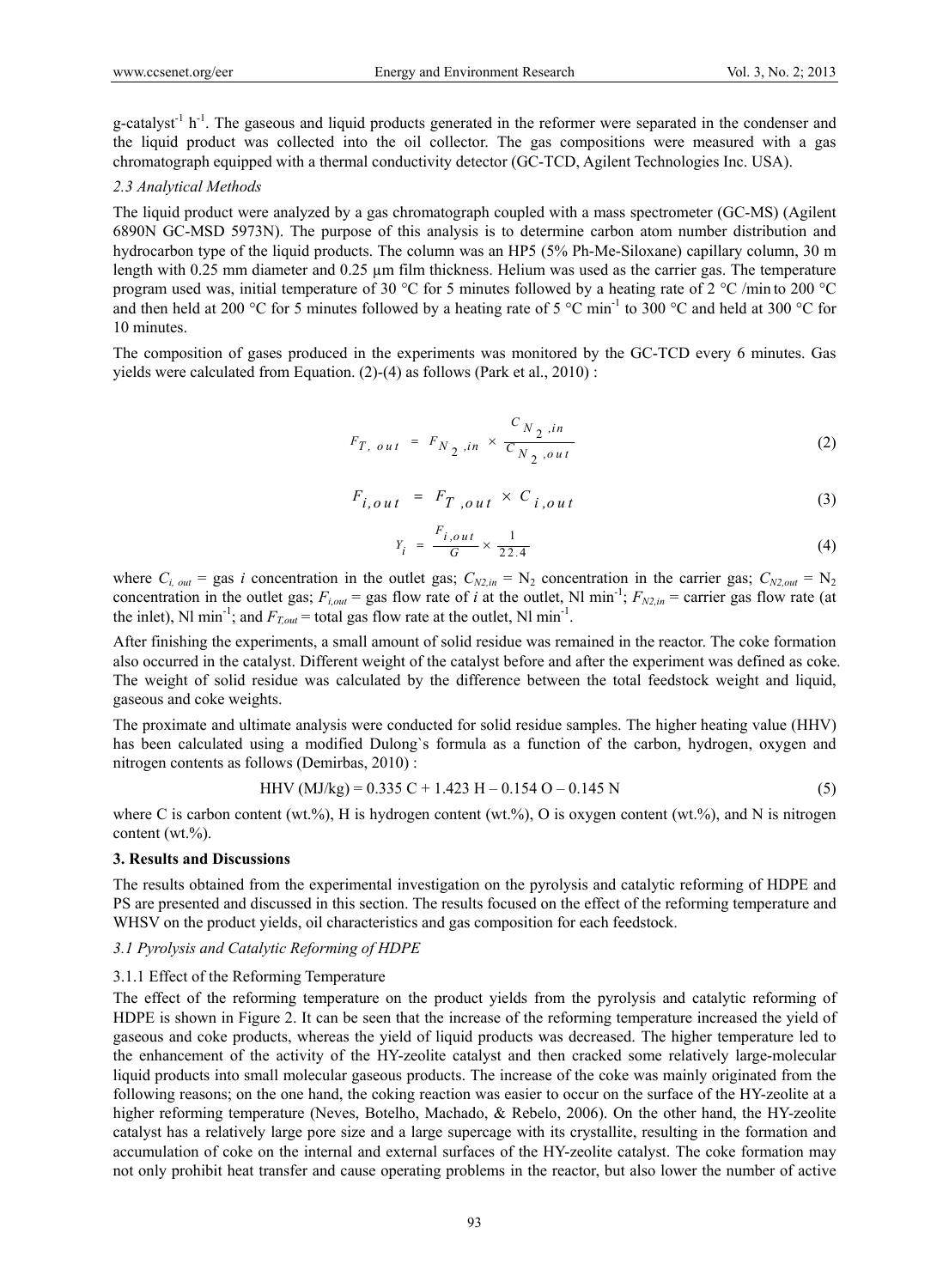g-catalyst$^{-1}$ h$^{-1}$. The gaseous and liquid products generated in the reformer were separated in the condenser and the liquid product was collected into the oil collector. The gas compositions were measured with a gas chromatograph equipped with a thermal conductivity detector (GC-TCD, Agilent Technologies Inc. USA).

*2.3 Analytical Methods*

The liquid product were analyzed by a gas chromatograph coupled with a mass spectrometer (GC-MS) (Agilent 6890N GC-MSD 5973N). The purpose of this analysis is to determine carbon atom number distribution and hydrocarbon type of the liquid products. The column was an HP5 (5% Ph-Me-Siloxane) capillary column, 30 m length with 0.25 mm diameter and 0.25 µm film thickness. Helium was used as the carrier gas. The temperature program used was, initial temperature of 30 °C for 5 minutes followed by a heating rate of 2 °C /min to 200 °C and then held at 200 °C for 5 minutes followed by a heating rate of 5 °C min$^{-1}$ to 300 °C and held at 300 °C for 10 minutes.

The composition of gases produced in the experiments was monitored by the GC-TCD every 6 minutes. Gas yields were calculated from Equation. (2)-(4) as follows (Park et al., 2010) :

$$F_{T,\,out} = F_{N_2,in} \times \frac{C_{N_2,in}}{C_{N_2,out}} \tag{2}$$

$$F_{i,out} = F_{T,out} \times C_{i,out} \tag{3}$$

$$Y_i = \frac{F_{i,out}}{G} \times \frac{1}{22.4} \tag{4}$$

where $C_{i,\,out}$ = gas $i$ concentration in the outlet gas; $C_{N2,in}$ = $N_2$ concentration in the carrier gas; $C_{N2,out}$ = $N_2$ concentration in the outlet gas; $F_{i,out}$ = gas flow rate of $i$ at the outlet, Nl min$^{-1}$; $F_{N2,in}$ = carrier gas flow rate (at the inlet), Nl min$^{-1}$; and $F_{T,out}$ = total gas flow rate at the outlet, Nl min$^{-1}$.

After finishing the experiments, a small amount of solid residue was remained in the reactor. The coke formation also occurred in the catalyst. Different weight of the catalyst before and after the experiment was defined as coke. The weight of solid residue was calculated by the difference between the total feedstock weight and liquid, gaseous and coke weights.

The proximate and ultimate analysis were conducted for solid residue samples. The higher heating value (HHV) has been calculated using a modified Dulong`s formula as a function of the carbon, hydrogen, oxygen and nitrogen contents as follows (Demirbas, 2010) :

$$\text{HHV (MJ/kg)} = 0.335\,\text{C} + 1.423\,\text{H} - 0.154\,\text{O} - 0.145\,\text{N} \tag{5}$$

where C is carbon content (wt.%), H is hydrogen content (wt.%), O is oxygen content (wt.%), and N is nitrogen content (wt.%).

## 3. Results and Discussions

The results obtained from the experimental investigation on the pyrolysis and catalytic reforming of HDPE and PS are presented and discussed in this section. The results focused on the effect of the reforming temperature and WHSV on the product yields, oil characteristics and gas composition for each feedstock.

*3.1 Pyrolysis and Catalytic Reforming of HDPE*

3.1.1 Effect of the Reforming Temperature

The effect of the reforming temperature on the product yields from the pyrolysis and catalytic reforming of HDPE is shown in Figure 2. It can be seen that the increase of the reforming temperature increased the yield of gaseous and coke products, whereas the yield of liquid products was decreased. The higher temperature led to the enhancement of the activity of the HY-zeolite catalyst and then cracked some relatively large-molecular liquid products into small molecular gaseous products. The increase of the coke was mainly originated from the following reasons; on the one hand, the coking reaction was easier to occur on the surface of the HY-zeolite at a higher reforming temperature (Neves, Botelho, Machado, & Rebelo, 2006). On the other hand, the HY-zeolite catalyst has a relatively large pore size and a large supercage with its crystallite, resulting in the formation and accumulation of coke on the internal and external surfaces of the HY-zeolite catalyst. The coke formation may not only prohibit heat transfer and cause operating problems in the reactor, but also lower the number of active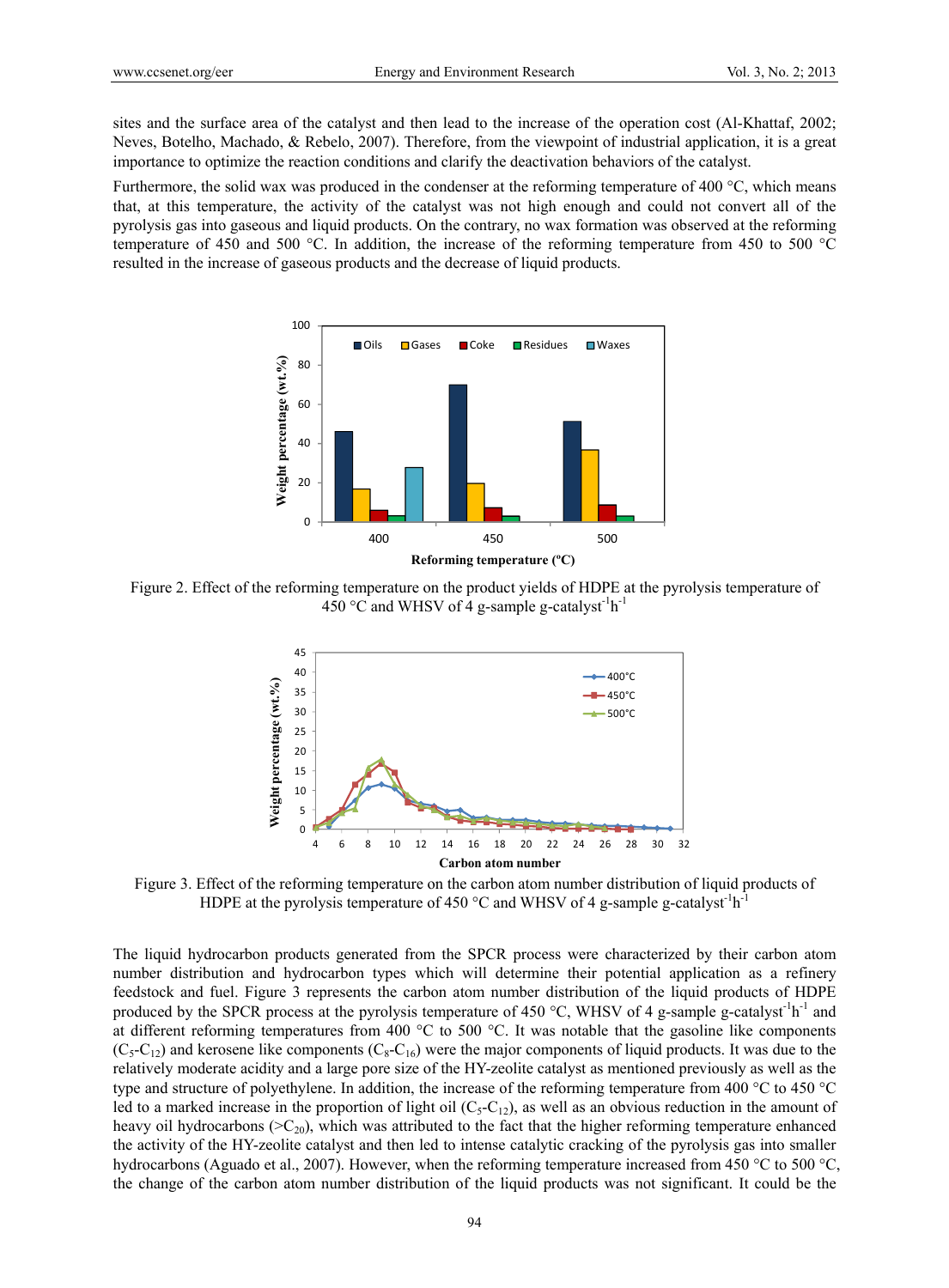sites and the surface area of the catalyst and then lead to the increase of the operation cost (Al-Khattaf, 2002; Neves, Botelho, Machado, & Rebelo, 2007). Therefore, from the viewpoint of industrial application, it is a great importance to optimize the reaction conditions and clarify the deactivation behaviors of the catalyst.

Furthermore, the solid wax was produced in the condenser at the reforming temperature of 400 °C, which means that, at this temperature, the activity of the catalyst was not high enough and could not convert all of the pyrolysis gas into gaseous and liquid products. On the contrary, no wax formation was observed at the reforming temperature of 450 and 500 °C. In addition, the increase of the reforming temperature from 450 to 500 °C resulted in the increase of gaseous products and the decrease of liquid products.

Figure 2. Effect of the reforming temperature on the product yields of HDPE at the pyrolysis temperature of 450 °C and WHSV of 4 g-sample g-catalyst$^{-1}$h$^{-1}$

Figure 3. Effect of the reforming temperature on the carbon atom number distribution of liquid products of HDPE at the pyrolysis temperature of 450 °C and WHSV of 4 g-sample g-catalyst$^{-1}$h$^{-1}$

The liquid hydrocarbon products generated from the SPCR process were characterized by their carbon atom number distribution and hydrocarbon types which will determine their potential application as a refinery feedstock and fuel. Figure 3 represents the carbon atom number distribution of the liquid products of HDPE produced by the SPCR process at the pyrolysis temperature of 450 °C, WHSV of 4 g-sample g-catalyst$^{-1}$h$^{-1}$ and at different reforming temperatures from 400 °C to 500 °C. It was notable that the gasoline like components ($C_5$-$C_{12}$) and kerosene like components ($C_8$-$C_{16}$) were the major components of liquid products. It was due to the relatively moderate acidity and a large pore size of the HY-zeolite catalyst as mentioned previously as well as the type and structure of polyethylene. In addition, the increase of the reforming temperature from 400 °C to 450 °C led to a marked increase in the proportion of light oil ($C_5$-$C_{12}$), as well as an obvious reduction in the amount of heavy oil hydrocarbons (>$C_{20}$), which was attributed to the fact that the higher reforming temperature enhanced the activity of the HY-zeolite catalyst and then led to intense catalytic cracking of the pyrolysis gas into smaller hydrocarbons (Aguado et al., 2007). However, when the reforming temperature increased from 450 °C to 500 °C, the change of the carbon atom number distribution of the liquid products was not significant. It could be the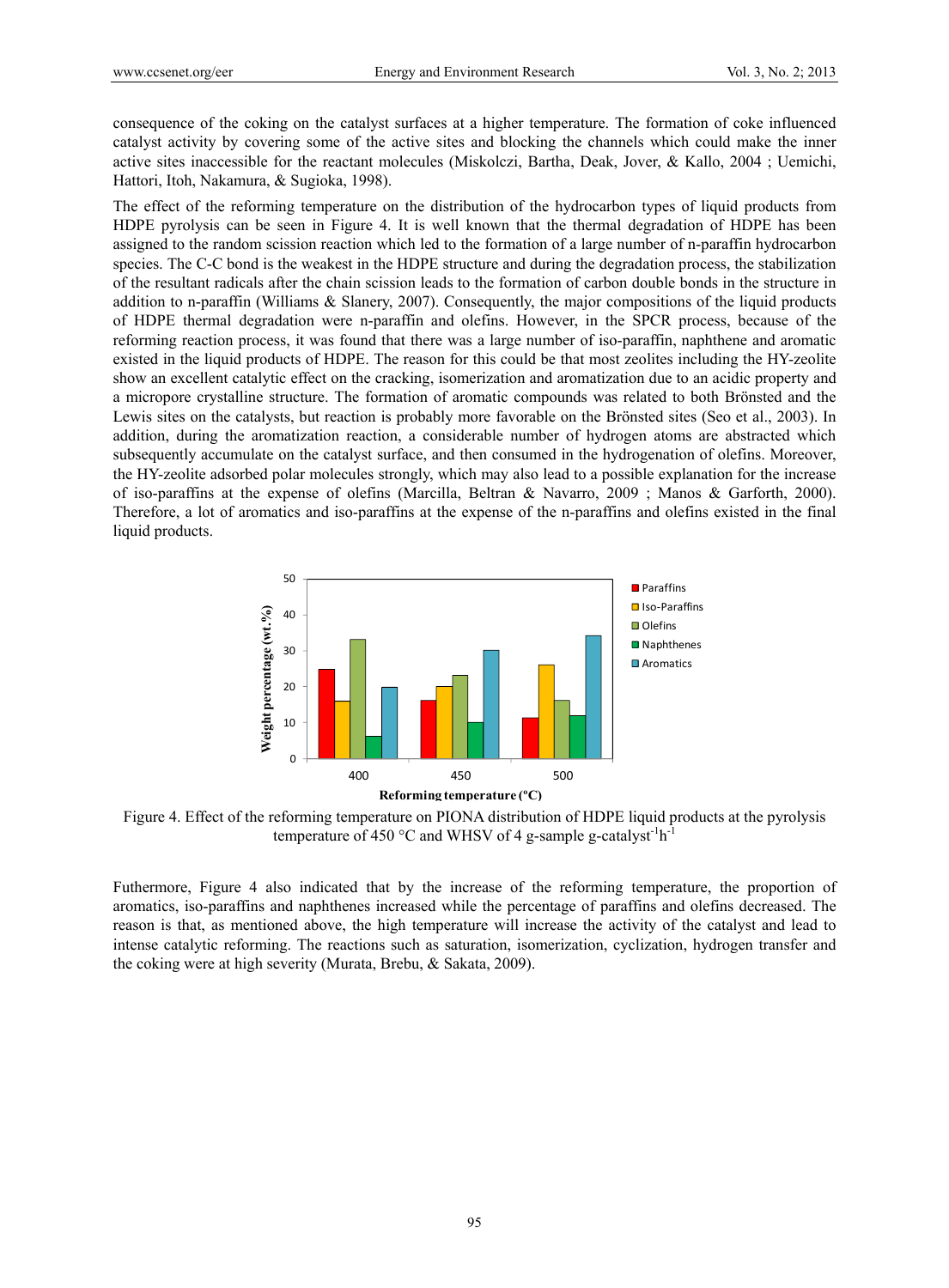consequence of the coking on the catalyst surfaces at a higher temperature. The formation of coke influenced catalyst activity by covering some of the active sites and blocking the channels which could make the inner active sites inaccessible for the reactant molecules (Miskolczi, Bartha, Deak, Jover, & Kallo, 2004 ; Uemichi, Hattori, Itoh, Nakamura, & Sugioka, 1998).

The effect of the reforming temperature on the distribution of the hydrocarbon types of liquid products from HDPE pyrolysis can be seen in Figure 4. It is well known that the thermal degradation of HDPE has been assigned to the random scission reaction which led to the formation of a large number of n-paraffin hydrocarbon species. The C-C bond is the weakest in the HDPE structure and during the degradation process, the stabilization of the resultant radicals after the chain scission leads to the formation of carbon double bonds in the structure in addition to n-paraffin (Williams & Slanery, 2007). Consequently, the major compositions of the liquid products of HDPE thermal degradation were n-paraffin and olefins. However, in the SPCR process, because of the reforming reaction process, it was found that there was a large number of iso-paraffin, naphthene and aromatic existed in the liquid products of HDPE. The reason for this could be that most zeolites including the HY-zeolite show an excellent catalytic effect on the cracking, isomerization and aromatization due to an acidic property and a micropore crystalline structure. The formation of aromatic compounds was related to both Brönsted and the Lewis sites on the catalysts, but reaction is probably more favorable on the Brönsted sites (Seo et al., 2003). In addition, during the aromatization reaction, a considerable number of hydrogen atoms are abstracted which subsequently accumulate on the catalyst surface, and then consumed in the hydrogenation of olefins. Moreover, the HY-zeolite adsorbed polar molecules strongly, which may also lead to a possible explanation for the increase of iso-paraffins at the expense of olefins (Marcilla, Beltran & Navarro, 2009 ; Manos & Garforth, 2000). Therefore, a lot of aromatics and iso-paraffins at the expense of the n-paraffins and olefins existed in the final liquid products.

Figure 4. Effect of the reforming temperature on PIONA distribution of HDPE liquid products at the pyrolysis temperature of 450 °C and WHSV of 4 g-sample g-catalyst$^{-1}$h$^{-1}$

Futhermore, Figure 4 also indicated that by the increase of the reforming temperature, the proportion of aromatics, iso-paraffins and naphthenes increased while the percentage of paraffins and olefins decreased. The reason is that, as mentioned above, the high temperature will increase the activity of the catalyst and lead to intense catalytic reforming. The reactions such as saturation, isomerization, cyclization, hydrogen transfer and the coking were at high severity (Murata, Brebu, & Sakata, 2009).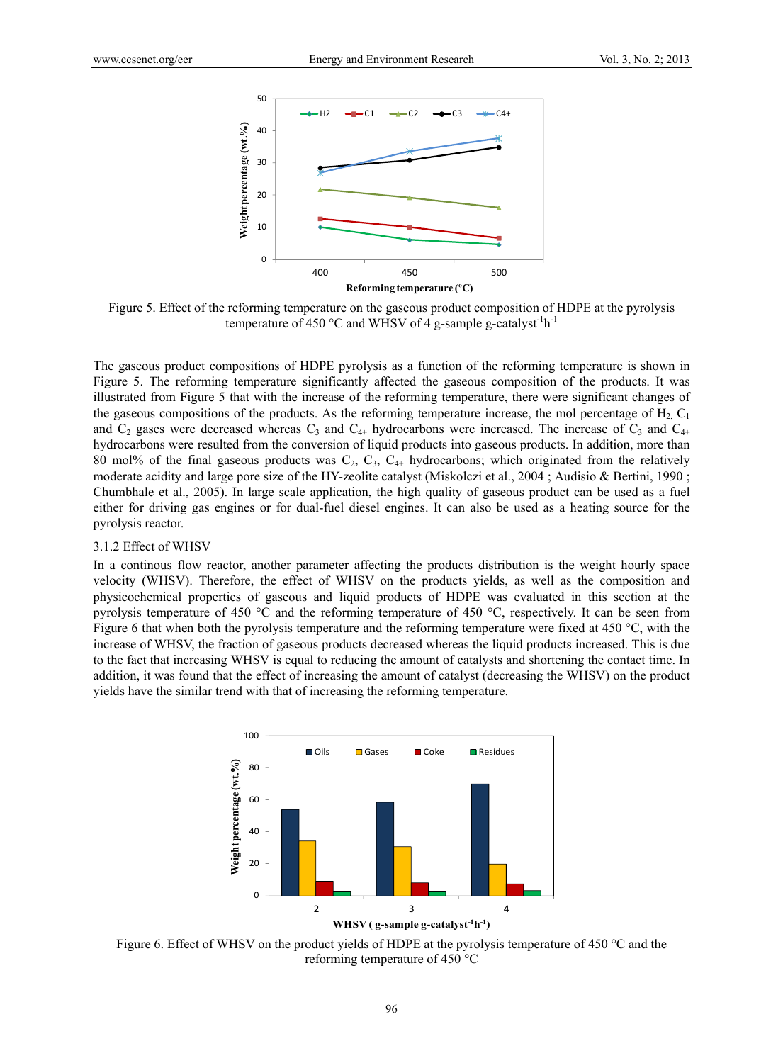Figure 5. Effect of the reforming temperature on the gaseous product composition of HDPE at the pyrolysis temperature of 450 °C and WHSV of 4 g-sample g-catalyst$^{-1}$h$^{-1}$

The gaseous product compositions of HDPE pyrolysis as a function of the reforming temperature is shown in Figure 5. The reforming temperature significantly affected the gaseous composition of the products. It was illustrated from Figure 5 that with the increase of the reforming temperature, there were significant changes of the gaseous compositions of the products. As the reforming temperature increase, the mol percentage of $H_2$, $C_1$ and $C_2$ gases were decreased whereas $C_3$ and $C_{4+}$ hydrocarbons were increased. The increase of $C_3$ and $C_{4+}$ hydrocarbons were resulted from the conversion of liquid products into gaseous products. In addition, more than 80 mol% of the final gaseous products was $C_2$, $C_3$, $C_{4+}$ hydrocarbons; which originated from the relatively moderate acidity and large pore size of the HY-zeolite catalyst (Miskolczi et al., 2004 ; Audisio & Bertini, 1990 ; Chumbhale et al., 2005). In large scale application, the high quality of gaseous product can be used as a fuel either for driving gas engines or for dual-fuel diesel engines. It can also be used as a heating source for the pyrolysis reactor.

### 3.1.2 Effect of WHSV

In a continous flow reactor, another parameter affecting the products distribution is the weight hourly space velocity (WHSV). Therefore, the effect of WHSV on the products yields, as well as the composition and physicochemical properties of gaseous and liquid products of HDPE was evaluated in this section at the pyrolysis temperature of 450 °C and the reforming temperature of 450 °C, respectively. It can be seen from Figure 6 that when both the pyrolysis temperature and the reforming temperature were fixed at 450 °C, with the increase of WHSV, the fraction of gaseous products decreased whereas the liquid products increased. This is due to the fact that increasing WHSV is equal to reducing the amount of catalysts and shortening the contact time. In addition, it was found that the effect of increasing the amount of catalyst (decreasing the WHSV) on the product yields have the similar trend with that of increasing the reforming temperature.

Figure 6. Effect of WHSV on the product yields of HDPE at the pyrolysis temperature of 450 °C and the reforming temperature of 450 °C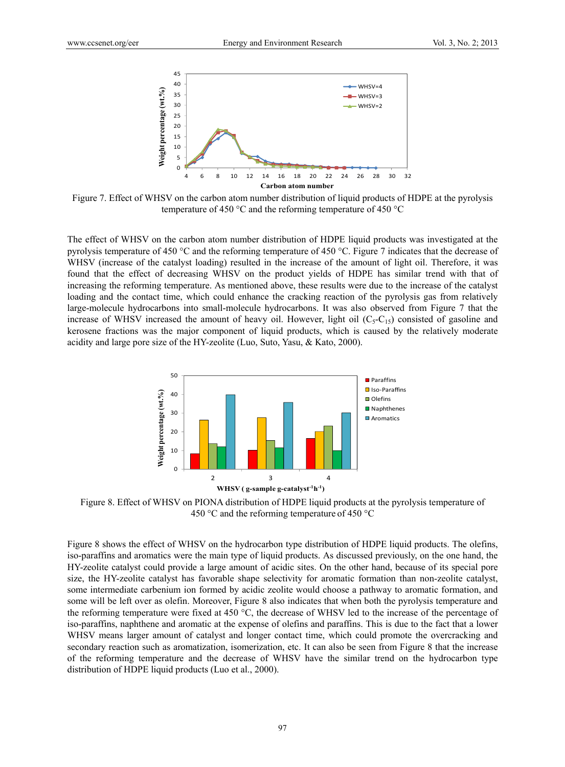Figure 7. Effect of WHSV on the carbon atom number distribution of liquid products of HDPE at the pyrolysis temperature of 450 °C and the reforming temperature of 450 °C

The effect of WHSV on the carbon atom number distribution of HDPE liquid products was investigated at the pyrolysis temperature of 450 °C and the reforming temperature of 450 °C. Figure 7 indicates that the decrease of WHSV (increase of the catalyst loading) resulted in the increase of the amount of light oil. Therefore, it was found that the effect of decreasing WHSV on the product yields of HDPE has similar trend with that of increasing the reforming temperature. As mentioned above, these results were due to the increase of the catalyst loading and the contact time, which could enhance the cracking reaction of the pyrolysis gas from relatively large-molecule hydrocarbons into small-molecule hydrocarbons. It was also observed from Figure 7 that the increase of WHSV increased the amount of heavy oil. However, light oil ($C_5$-$C_{15}$) consisted of gasoline and kerosene fractions was the major component of liquid products, which is caused by the relatively moderate acidity and large pore size of the HY-zeolite (Luo, Suto, Yasu, & Kato, 2000).

Figure 8. Effect of WHSV on PIONA distribution of HDPE liquid products at the pyrolysis temperature of 450 °C and the reforming temperature of 450 °C

Figure 8 shows the effect of WHSV on the hydrocarbon type distribution of HDPE liquid products. The olefins, iso-paraffins and aromatics were the main type of liquid products. As discussed previously, on the one hand, the HY-zeolite catalyst could provide a large amount of acidic sites. On the other hand, because of its special pore size, the HY-zeolite catalyst has favorable shape selectivity for aromatic formation than non-zeolite catalyst, some intermediate carbenium ion formed by acidic zeolite would choose a pathway to aromatic formation, and some will be left over as olefin. Moreover, Figure 8 also indicates that when both the pyrolysis temperature and the reforming temperature were fixed at 450 °C, the decrease of WHSV led to the increase of the percentage of iso-paraffins, naphthene and aromatic at the expense of olefins and paraffins. This is due to the fact that a lower WHSV means larger amount of catalyst and longer contact time, which could promote the overcracking and secondary reaction such as aromatization, isomerization, etc. It can also be seen from Figure 8 that the increase of the reforming temperature and the decrease of WHSV have the similar trend on the hydrocarbon type distribution of HDPE liquid products (Luo et al., 2000).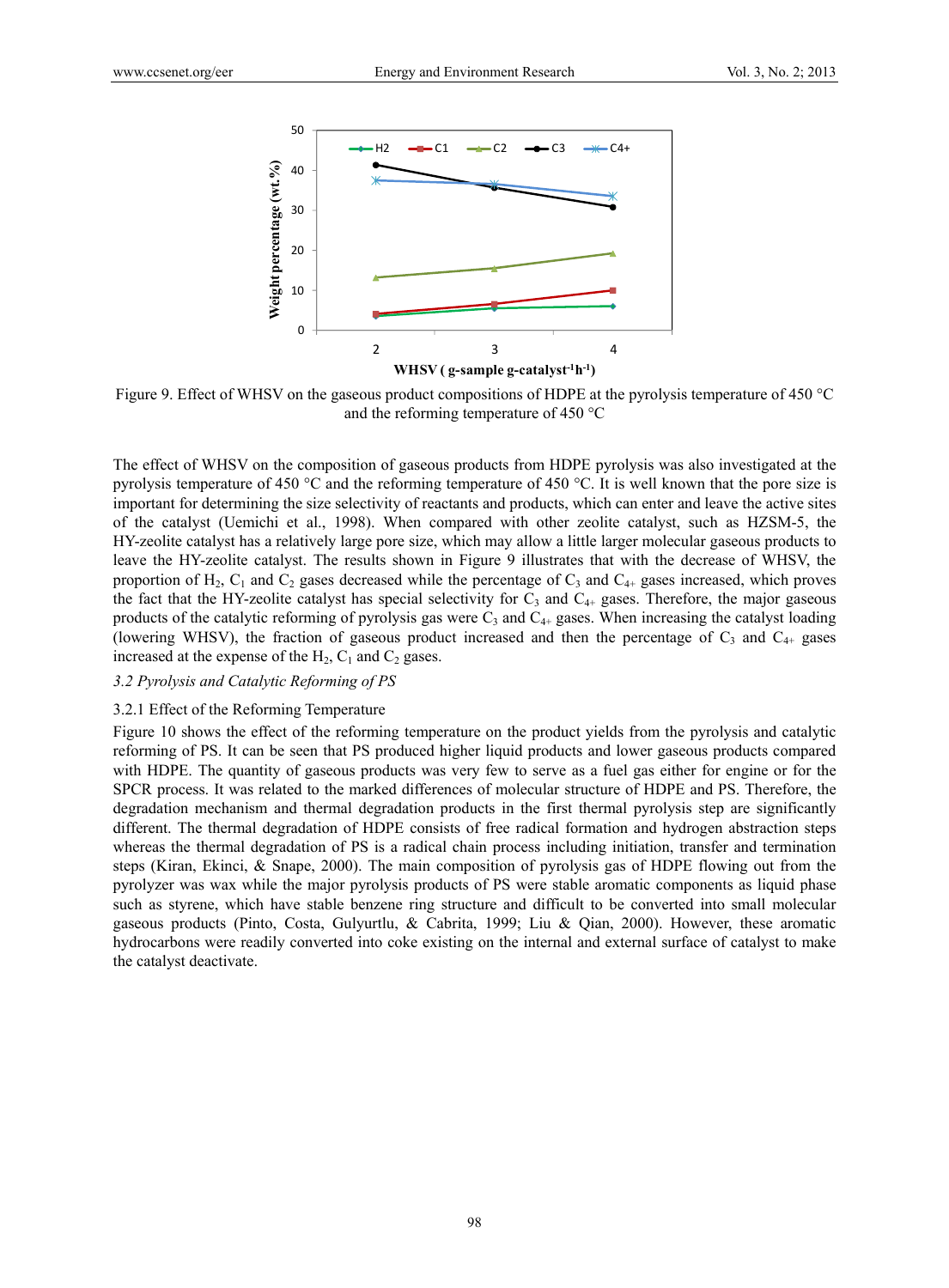Figure 9. Effect of WHSV on the gaseous product compositions of HDPE at the pyrolysis temperature of 450 °C and the reforming temperature of 450 °C

The effect of WHSV on the composition of gaseous products from HDPE pyrolysis was also investigated at the pyrolysis temperature of 450 °C and the reforming temperature of 450 °C. It is well known that the pore size is important for determining the size selectivity of reactants and products, which can enter and leave the active sites of the catalyst (Uemichi et al., 1998). When compared with other zeolite catalyst, such as HZSM-5, the HY-zeolite catalyst has a relatively large pore size, which may allow a little larger molecular gaseous products to leave the HY-zeolite catalyst. The results shown in Figure 9 illustrates that with the decrease of WHSV, the proportion of $H_2$, $C_1$ and $C_2$ gases decreased while the percentage of $C_3$ and $C_{4+}$ gases increased, which proves the fact that the HY-zeolite catalyst has special selectivity for $C_3$ and $C_{4+}$ gases. Therefore, the major gaseous products of the catalytic reforming of pyrolysis gas were $C_3$ and $C_{4+}$ gases. When increasing the catalyst loading (lowering WHSV), the fraction of gaseous product increased and then the percentage of $C_3$ and $C_{4+}$ gases increased at the expense of the $H_2$, $C_1$ and $C_2$ gases.

### *3.2 Pyrolysis and Catalytic Reforming of PS*

#### 3.2.1 Effect of the Reforming Temperature

Figure 10 shows the effect of the reforming temperature on the product yields from the pyrolysis and catalytic reforming of PS. It can be seen that PS produced higher liquid products and lower gaseous products compared with HDPE. The quantity of gaseous products was very few to serve as a fuel gas either for engine or for the SPCR process. It was related to the marked differences of molecular structure of HDPE and PS. Therefore, the degradation mechanism and thermal degradation products in the first thermal pyrolysis step are significantly different. The thermal degradation of HDPE consists of free radical formation and hydrogen abstraction steps whereas the thermal degradation of PS is a radical chain process including initiation, transfer and termination steps (Kiran, Ekinci, & Snape, 2000). The main composition of pyrolysis gas of HDPE flowing out from the pyrolyzer was wax while the major pyrolysis products of PS were stable aromatic components as liquid phase such as styrene, which have stable benzene ring structure and difficult to be converted into small molecular gaseous products (Pinto, Costa, Gulyurtlu, & Cabrita, 1999; Liu & Qian, 2000). However, these aromatic hydrocarbons were readily converted into coke existing on the internal and external surface of catalyst to make the catalyst deactivate.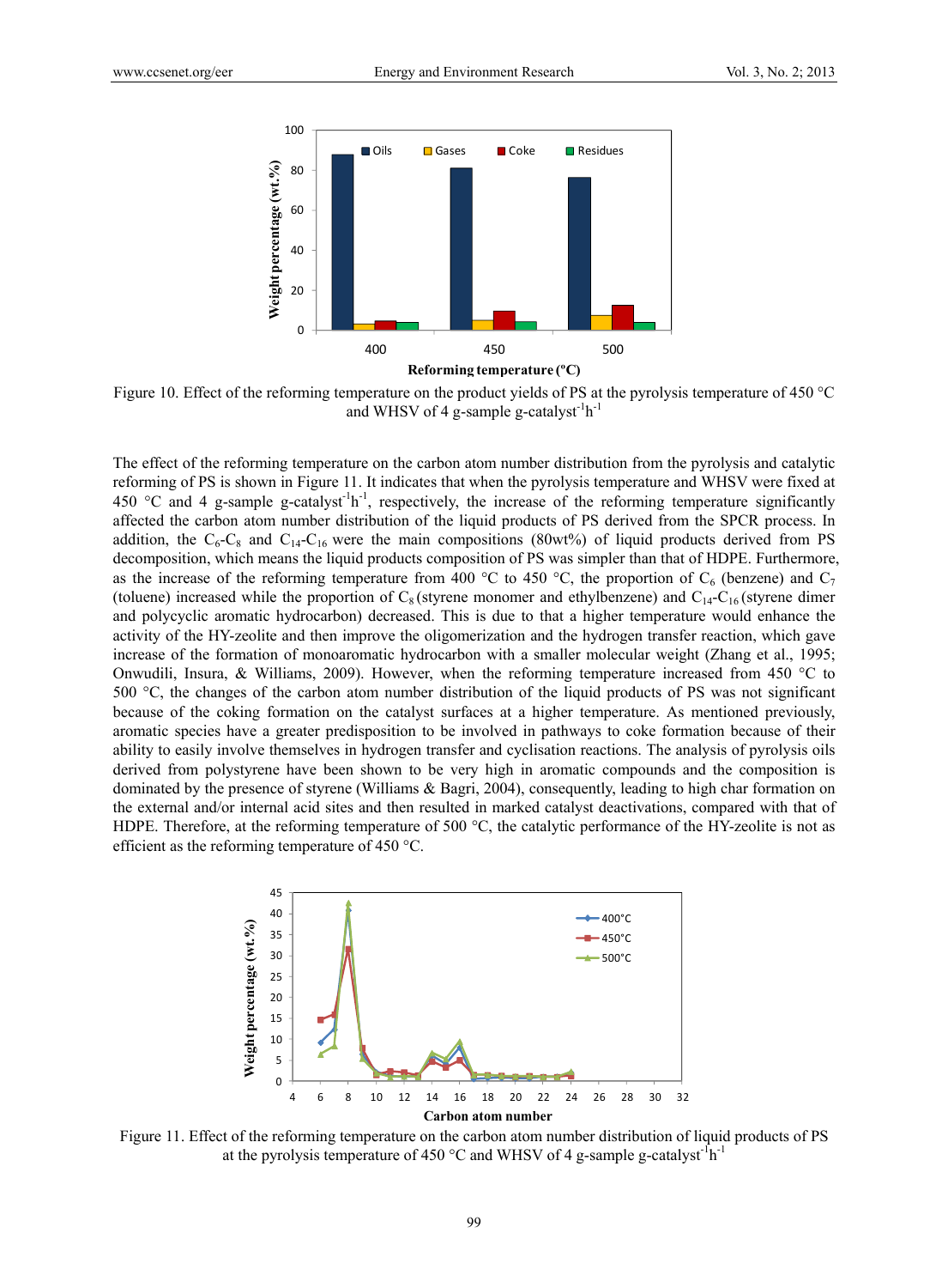Figure 10. Effect of the reforming temperature on the product yields of PS at the pyrolysis temperature of 450 °C and WHSV of 4 g-sample g-catalyst$^{-1}$h$^{-1}$

The effect of the reforming temperature on the carbon atom number distribution from the pyrolysis and catalytic reforming of PS is shown in Figure 11. It indicates that when the pyrolysis temperature and WHSV were fixed at 450 °C and 4 g-sample g-catalyst$^{-1}$h$^{-1}$, respectively, the increase of the reforming temperature significantly affected the carbon atom number distribution of the liquid products of PS derived from the SPCR process. In addition, the $C_6$-$C_8$ and $C_{14}$-$C_{16}$ were the main compositions (80wt%) of liquid products derived from PS decomposition, which means the liquid products composition of PS was simpler than that of HDPE. Furthermore, as the increase of the reforming temperature from 400 °C to 450 °C, the proportion of $C_6$ (benzene) and $C_7$ (toluene) increased while the proportion of $C_8$ (styrene monomer and ethylbenzene) and $C_{14}$-$C_{16}$ (styrene dimer and polycyclic aromatic hydrocarbon) decreased. This is due to that a higher temperature would enhance the activity of the HY-zeolite and then improve the oligomerization and the hydrogen transfer reaction, which gave increase of the formation of monoaromatic hydrocarbon with a smaller molecular weight (Zhang et al., 1995; Onwudili, Insura, & Williams, 2009). However, when the reforming temperature increased from 450 °C to 500 °C, the changes of the carbon atom number distribution of the liquid products of PS was not significant because of the coking formation on the catalyst surfaces at a higher temperature. As mentioned previously, aromatic species have a greater predisposition to be involved in pathways to coke formation because of their ability to easily involve themselves in hydrogen transfer and cyclisation reactions. The analysis of pyrolysis oils derived from polystyrene have been shown to be very high in aromatic compounds and the composition is dominated by the presence of styrene (Williams & Bagri, 2004), consequently, leading to high char formation on the external and/or internal acid sites and then resulted in marked catalyst deactivations, compared with that of HDPE. Therefore, at the reforming temperature of 500 °C, the catalytic performance of the HY-zeolite is not as efficient as the reforming temperature of 450 °C.

Figure 11. Effect of the reforming temperature on the carbon atom number distribution of liquid products of PS at the pyrolysis temperature of 450 °C and WHSV of 4 g-sample g-catalyst$^{-1}$h$^{-1}$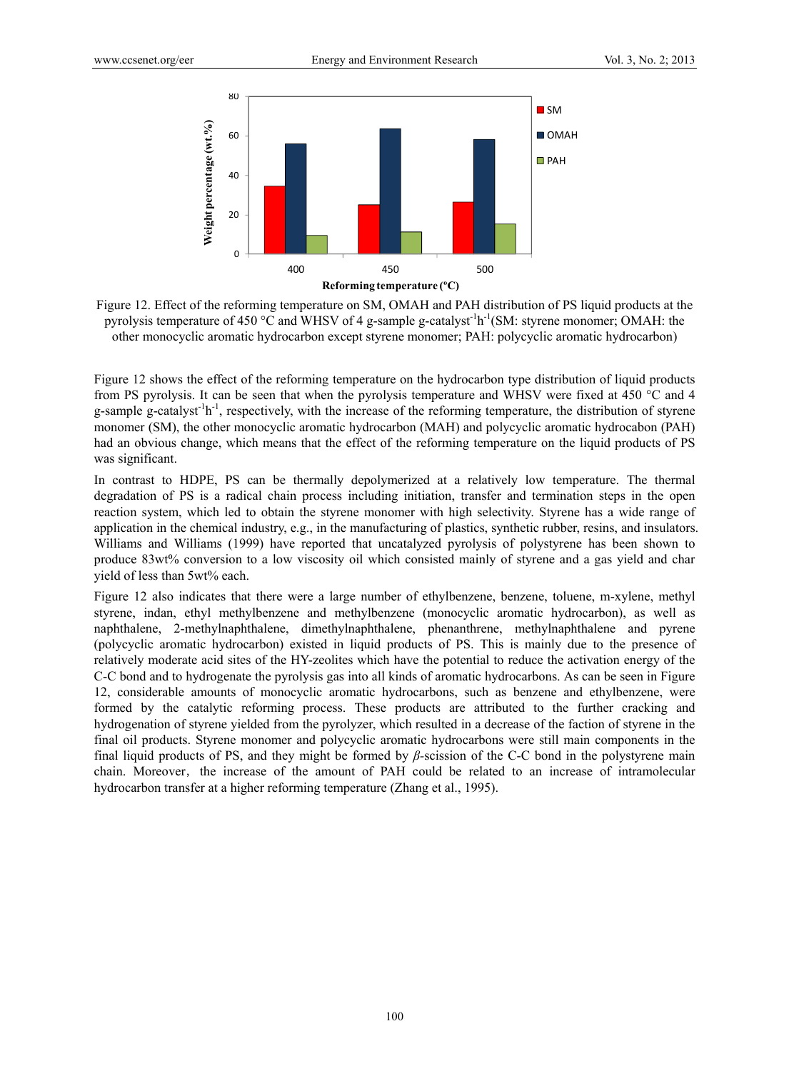Figure 12. Effect of the reforming temperature on SM, OMAH and PAH distribution of PS liquid products at the pyrolysis temperature of 450 °C and WHSV of 4 g-sample g-catalyst$^{-1}$h$^{-1}$(SM: styrene monomer; OMAH: the other monocyclic aromatic hydrocarbon except styrene monomer; PAH: polycyclic aromatic hydrocarbon)

Figure 12 shows the effect of the reforming temperature on the hydrocarbon type distribution of liquid products from PS pyrolysis. It can be seen that when the pyrolysis temperature and WHSV were fixed at 450 °C and 4 g-sample g-catalyst$^{-1}$h$^{-1}$, respectively, with the increase of the reforming temperature, the distribution of styrene monomer (SM), the other monocyclic aromatic hydrocarbon (MAH) and polycyclic aromatic hydrocabon (PAH) had an obvious change, which means that the effect of the reforming temperature on the liquid products of PS was significant.

In contrast to HDPE, PS can be thermally depolymerized at a relatively low temperature. The thermal degradation of PS is a radical chain process including initiation, transfer and termination steps in the open reaction system, which led to obtain the styrene monomer with high selectivity. Styrene has a wide range of application in the chemical industry, e.g., in the manufacturing of plastics, synthetic rubber, resins, and insulators. Williams and Williams (1999) have reported that uncatalyzed pyrolysis of polystyrene has been shown to produce 83wt% conversion to a low viscosity oil which consisted mainly of styrene and a gas yield and char yield of less than 5wt% each.

Figure 12 also indicates that there were a large number of ethylbenzene, benzene, toluene, m-xylene, methyl styrene, indan, ethyl methylbenzene and methylbenzene (monocyclic aromatic hydrocarbon), as well as naphthalene, 2-methylnaphthalene, dimethylnaphthalene, phenanthrene, methylnaphthalene and pyrene (polycyclic aromatic hydrocarbon) existed in liquid products of PS. This is mainly due to the presence of relatively moderate acid sites of the HY-zeolites which have the potential to reduce the activation energy of the C-C bond and to hydrogenate the pyrolysis gas into all kinds of aromatic hydrocarbons. As can be seen in Figure 12, considerable amounts of monocyclic aromatic hydrocarbons, such as benzene and ethylbenzene, were formed by the catalytic reforming process. These products are attributed to the further cracking and hydrogenation of styrene yielded from the pyrolyzer, which resulted in a decrease of the faction of styrene in the final oil products. Styrene monomer and polycyclic aromatic hydrocarbons were still main components in the final liquid products of PS, and they might be formed by $\beta$-scission of the C-C bond in the polystyrene main chain. Moreover，the increase of the amount of PAH could be related to an increase of intramolecular hydrocarbon transfer at a higher reforming temperature (Zhang et al., 1995).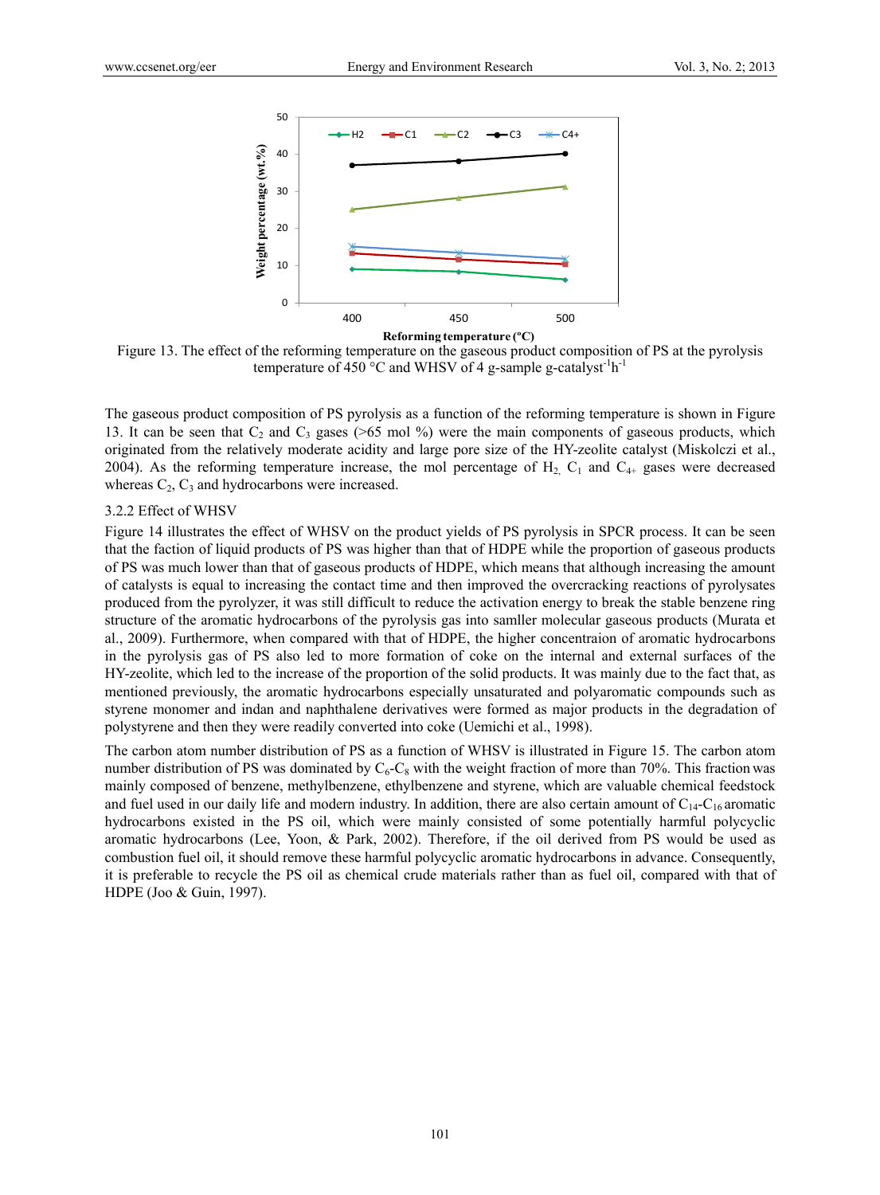Figure 13. The effect of the reforming temperature on the gaseous product composition of PS at the pyrolysis temperature of 450 °C and WHSV of 4 g-sample g-catalyst$^{-1}$h$^{-1}$

The gaseous product composition of PS pyrolysis as a function of the reforming temperature is shown in Figure 13. It can be seen that $C_2$ and $C_3$ gases (>65 mol %) were the main components of gaseous products, which originated from the relatively moderate acidity and large pore size of the HY-zeolite catalyst (Miskolczi et al., 2004). As the reforming temperature increase, the mol percentage of $H_2$, $C_1$ and $C_{4+}$ gases were decreased whereas $C_2$, $C_3$ and hydrocarbons were increased.

### 3.2.2 Effect of WHSV

Figure 14 illustrates the effect of WHSV on the product yields of PS pyrolysis in SPCR process. It can be seen that the faction of liquid products of PS was higher than that of HDPE while the proportion of gaseous products of PS was much lower than that of gaseous products of HDPE, which means that although increasing the amount of catalysts is equal to increasing the contact time and then improved the overcracking reactions of pyrolysates produced from the pyrolyzer, it was still difficult to reduce the activation energy to break the stable benzene ring structure of the aromatic hydrocarbons of the pyrolysis gas into samller molecular gaseous products (Murata et al., 2009). Furthermore, when compared with that of HDPE, the higher concentraion of aromatic hydrocarbons in the pyrolysis gas of PS also led to more formation of coke on the internal and external surfaces of the HY-zeolite, which led to the increase of the proportion of the solid products. It was mainly due to the fact that, as mentioned previously, the aromatic hydrocarbons especially unsaturated and polyaromatic compounds such as styrene monomer and indan and naphthalene derivatives were formed as major products in the degradation of polystyrene and then they were readily converted into coke (Uemichi et al., 1998).

The carbon atom number distribution of PS as a function of WHSV is illustrated in Figure 15. The carbon atom number distribution of PS was dominated by $C_6$-$C_8$ with the weight fraction of more than 70%. This fraction was mainly composed of benzene, methylbenzene, ethylbenzene and styrene, which are valuable chemical feedstock and fuel used in our daily life and modern industry. In addition, there are also certain amount of $C_{14}$-$C_{16}$ aromatic hydrocarbons existed in the PS oil, which were mainly consisted of some potentially harmful polycyclic aromatic hydrocarbons (Lee, Yoon, & Park, 2002). Therefore, if the oil derived from PS would be used as combustion fuel oil, it should remove these harmful polycyclic aromatic hydrocarbons in advance. Consequently, it is preferable to recycle the PS oil as chemical crude materials rather than as fuel oil, compared with that of HDPE (Joo & Guin, 1997).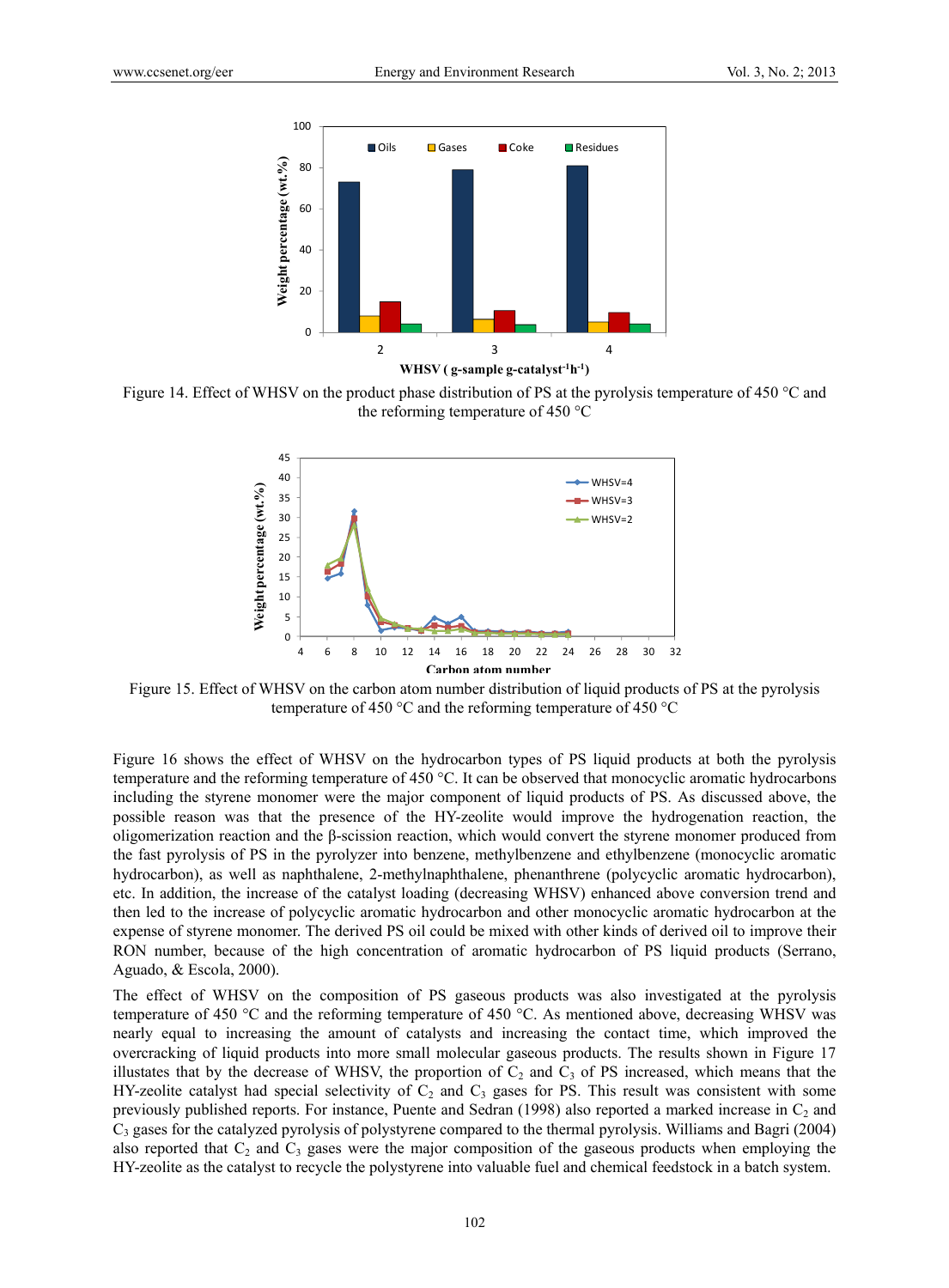Figure 14. Effect of WHSV on the product phase distribution of PS at the pyrolysis temperature of 450 °C and the reforming temperature of 450 °C

Figure 15. Effect of WHSV on the carbon atom number distribution of liquid products of PS at the pyrolysis temperature of 450 °C and the reforming temperature of 450 °C

Figure 16 shows the effect of WHSV on the hydrocarbon types of PS liquid products at both the pyrolysis temperature and the reforming temperature of 450 °C. It can be observed that monocyclic aromatic hydrocarbons including the styrene monomer were the major component of liquid products of PS. As discussed above, the possible reason was that the presence of the HY-zeolite would improve the hydrogenation reaction, the oligomerization reaction and the β-scission reaction, which would convert the styrene monomer produced from the fast pyrolysis of PS in the pyrolyzer into benzene, methylbenzene and ethylbenzene (monocyclic aromatic hydrocarbon), as well as naphthalene, 2-methylnaphthalene, phenanthrene (polycyclic aromatic hydrocarbon), etc. In addition, the increase of the catalyst loading (decreasing WHSV) enhanced above conversion trend and then led to the increase of polycyclic aromatic hydrocarbon and other monocyclic aromatic hydrocarbon at the expense of styrene monomer. The derived PS oil could be mixed with other kinds of derived oil to improve their RON number, because of the high concentration of aromatic hydrocarbon of PS liquid products (Serrano, Aguado, & Escola, 2000).

The effect of WHSV on the composition of PS gaseous products was also investigated at the pyrolysis temperature of 450 °C and the reforming temperature of 450 °C. As mentioned above, decreasing WHSV was nearly equal to increasing the amount of catalysts and increasing the contact time, which improved the overcracking of liquid products into more small molecular gaseous products. The results shown in Figure 17 illustates that by the decrease of WHSV, the proportion of $C_2$ and $C_3$ of PS increased, which means that the HY-zeolite catalyst had special selectivity of $C_2$ and $C_3$ gases for PS. This result was consistent with some previously published reports. For instance, Puente and Sedran (1998) also reported a marked increase in $C_2$ and $C_3$ gases for the catalyzed pyrolysis of polystyrene compared to the thermal pyrolysis. Williams and Bagri (2004) also reported that $C_2$ and $C_3$ gases were the major composition of the gaseous products when employing the HY-zeolite as the catalyst to recycle the polystyrene into valuable fuel and chemical feedstock in a batch system.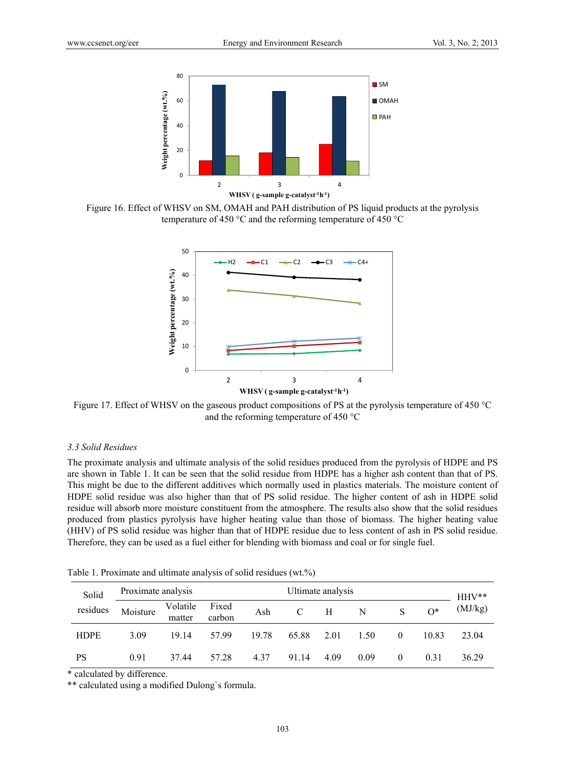Figure 16. Effect of WHSV on SM, OMAH and PAH distribution of PS liquid products at the pyrolysis temperature of 450 °C and the reforming temperature of 450 °C

Figure 17. Effect of WHSV on the gaseous product compositions of PS at the pyrolysis temperature of 450 °C and the reforming temperature of 450 °C

### *3.3 Solid Residues*

The proximate analysis and ultimate analysis of the solid residues produced from the pyrolysis of HDPE and PS are shown in Table 1. It can be seen that the solid residue from HDPE has a higher ash content than that of PS. This might be due to the different additives which normally used in plastics materials. The moisture content of HDPE solid residue was also higher than that of PS solid residue. The higher content of ash in HDPE solid residue will absorb more moisture constituent from the atmosphere. The results also show that the solid residues produced from plastics pyrolysis have higher heating value than those of biomass. The higher heating value (HHV) of PS solid residue was higher than that of HDPE residue due to less content of ash in PS solid residue. Therefore, they can be used as a fuel either for blending with biomass and coal or for single fuel.

Table 1. Proximate and ultimate analysis of solid residues (wt.%)

| Solid residues | Proximate analysis | | | Ultimate analysis | | | | | | HHV** (MJ/kg) |
|---|---|---|---|---|---|---|---|---|---|---|
| | Moisture | Volatile matter | Fixed carbon | Ash | C | H | N | S | O* | |
| HDPE | 3.09 | 19.14 | 57.99 | 19.78 | 65.88 | 2.01 | 1.50 | 0 | 10.83 | 23.04 |
| PS | 0.91 | 37.44 | 57.28 | 4.37 | 91.14 | 4.09 | 0.09 | 0 | 0.31 | 36.29 |

\* calculated by difference.

** calculated using a modified Dulong`s formula.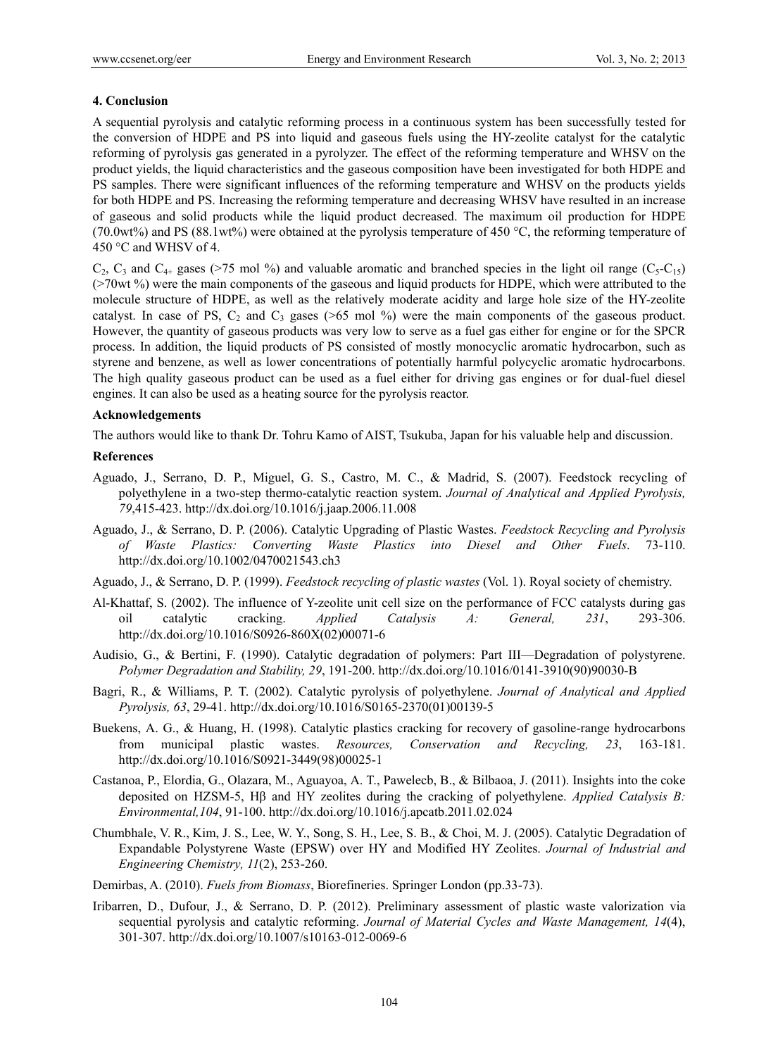## 4. Conclusion

A sequential pyrolysis and catalytic reforming process in a continuous system has been successfully tested for the conversion of HDPE and PS into liquid and gaseous fuels using the HY-zeolite catalyst for the catalytic reforming of pyrolysis gas generated in a pyrolyzer. The effect of the reforming temperature and WHSV on the product yields, the liquid characteristics and the gaseous composition have been investigated for both HDPE and PS samples. There were significant influences of the reforming temperature and WHSV on the products yields for both HDPE and PS. Increasing the reforming temperature and decreasing WHSV have resulted in an increase of gaseous and solid products while the liquid product decreased. The maximum oil production for HDPE (70.0wt%) and PS (88.1wt%) were obtained at the pyrolysis temperature of 450 °C, the reforming temperature of 450 °C and WHSV of 4.

$C_2$, $C_3$ and $C_{4+}$ gases (>75 mol %) and valuable aromatic and branched species in the light oil range ($C_5$-$C_{15}$) (>70wt %) were the main components of the gaseous and liquid products for HDPE, which were attributed to the molecule structure of HDPE, as well as the relatively moderate acidity and large hole size of the HY-zeolite catalyst. In case of PS, $C_2$ and $C_3$ gases (>65 mol %) were the main components of the gaseous product. However, the quantity of gaseous products was very low to serve as a fuel gas either for engine or for the SPCR process. In addition, the liquid products of PS consisted of mostly monocyclic aromatic hydrocarbon, such as styrene and benzene, as well as lower concentrations of potentially harmful polycyclic aromatic hydrocarbons. The high quality gaseous product can be used as a fuel either for driving gas engines or for dual-fuel diesel engines. It can also be used as a heating source for the pyrolysis reactor.

### Acknowledgements

The authors would like to thank Dr. Tohru Kamo of AIST, Tsukuba, Japan for his valuable help and discussion.

### References

Aguado, J., Serrano, D. P., Miguel, G. S., Castro, M. C., & Madrid, S. (2007). Feedstock recycling of polyethylene in a two-step thermo-catalytic reaction system. *Journal of Analytical and Applied Pyrolysis, 79*,415-423. http://dx.doi.org/10.1016/j.jaap.2006.11.008

Aguado, J., & Serrano, D. P. (2006). Catalytic Upgrading of Plastic Wastes. *Feedstock Recycling and Pyrolysis of Waste Plastics: Converting Waste Plastics into Diesel and Other Fuels*. 73-110. http://dx.doi.org/10.1002/0470021543.ch3

Aguado, J., & Serrano, D. P. (1999). *Feedstock recycling of plastic wastes* (Vol. 1). Royal society of chemistry.

Al-Khattaf, S. (2002). The influence of Y-zeolite unit cell size on the performance of FCC catalysts during gas oil catalytic cracking. *Applied Catalysis A: General, 231*, 293-306. http://dx.doi.org/10.1016/S0926-860X(02)00071-6

Audisio, G., & Bertini, F. (1990). Catalytic degradation of polymers: Part III—Degradation of polystyrene. *Polymer Degradation and Stability, 29*, 191-200. http://dx.doi.org/10.1016/0141-3910(90)90030-B

Bagri, R., & Williams, P. T. (2002). Catalytic pyrolysis of polyethylene. *Journal of Analytical and Applied Pyrolysis, 63*, 29-41. http://dx.doi.org/10.1016/S0165-2370(01)00139-5

Buekens, A. G., & Huang, H. (1998). Catalytic plastics cracking for recovery of gasoline-range hydrocarbons from municipal plastic wastes. *Resources, Conservation and Recycling, 23*, 163-181. http://dx.doi.org/10.1016/S0921-3449(98)00025-1

Castanoa, P., Elordia, G., Olazara, M., Aguayoa, A. T., Pawelecb, B., & Bilbaoa, J. (2011). Insights into the coke deposited on HZSM-5, Hβ and HY zeolites during the cracking of polyethylene. *Applied Catalysis B: Environmental,104*, 91-100. http://dx.doi.org/10.1016/j.apcatb.2011.02.024

Chumbhale, V. R., Kim, J. S., Lee, W. Y., Song, S. H., Lee, S. B., & Choi, M. J. (2005). Catalytic Degradation of Expandable Polystyrene Waste (EPSW) over HY and Modified HY Zeolites. *Journal of Industrial and Engineering Chemistry, 11*(2), 253-260.

Demirbas, A. (2010). *Fuels from Biomass*, Biorefineries. Springer London (pp.33-73).

Iribarren, D., Dufour, J., & Serrano, D. P. (2012). Preliminary assessment of plastic waste valorization via sequential pyrolysis and catalytic reforming. *Journal of Material Cycles and Waste Management, 14*(4), 301-307. http://dx.doi.org/10.1007/s10163-012-0069-6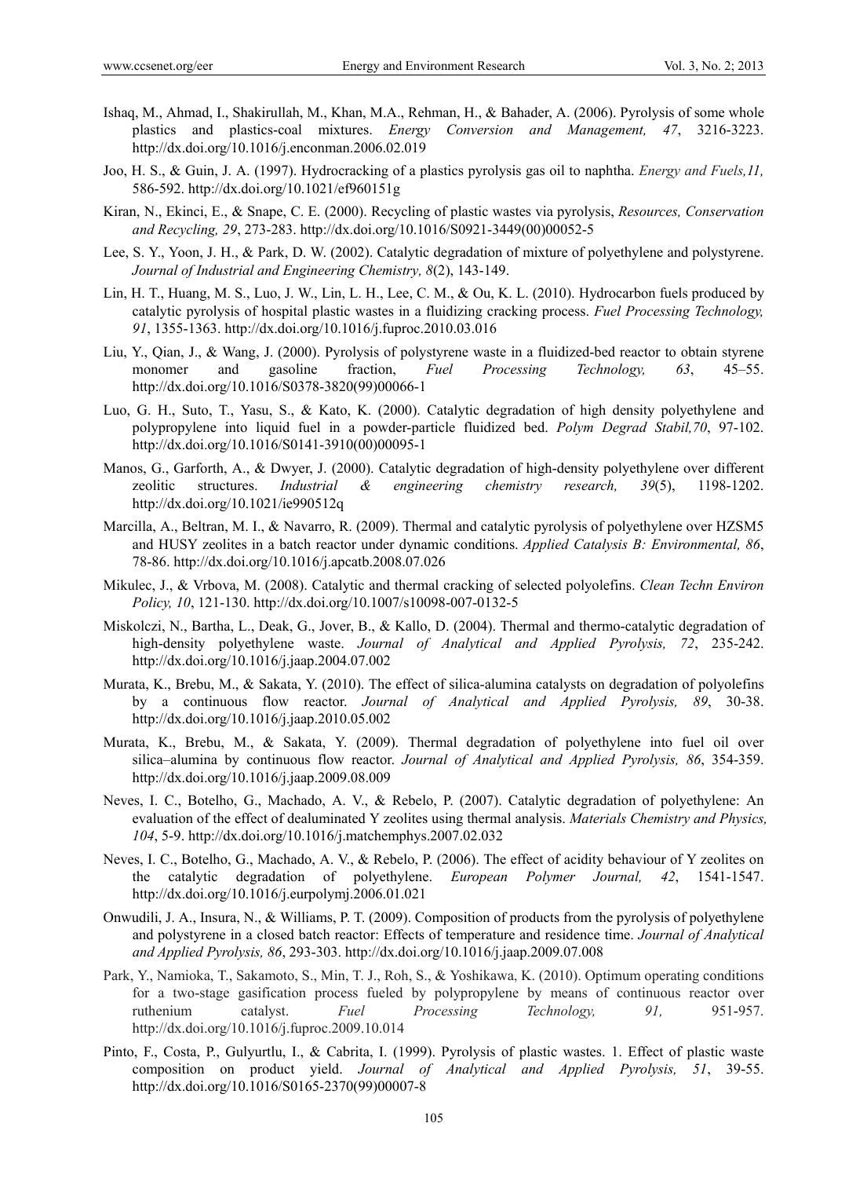Ishaq, M., Ahmad, I., Shakirullah, M., Khan, M.A., Rehman, H., & Bahader, A. (2006). Pyrolysis of some whole plastics and plastics-coal mixtures. *Energy Conversion and Management, 47*, 3216-3223. http://dx.doi.org/10.1016/j.enconman.2006.02.019

Joo, H. S., & Guin, J. A. (1997). Hydrocracking of a plastics pyrolysis gas oil to naphtha. *Energy and Fuels,11,* 586-592. http://dx.doi.org/10.1021/ef960151g

Kiran, N., Ekinci, E., & Snape, C. E. (2000). Recycling of plastic wastes via pyrolysis, *Resources, Conservation and Recycling, 29*, 273-283. http://dx.doi.org/10.1016/S0921-3449(00)00052-5

Lee, S. Y., Yoon, J. H., & Park, D. W. (2002). Catalytic degradation of mixture of polyethylene and polystyrene. *Journal of Industrial and Engineering Chemistry, 8*(2), 143-149.

Lin, H. T., Huang, M. S., Luo, J. W., Lin, L. H., Lee, C. M., & Ou, K. L. (2010). Hydrocarbon fuels produced by catalytic pyrolysis of hospital plastic wastes in a fluidizing cracking process. *Fuel Processing Technology, 91*, 1355-1363. http://dx.doi.org/10.1016/j.fuproc.2010.03.016

Liu, Y., Qian, J., & Wang, J. (2000). Pyrolysis of polystyrene waste in a fluidized-bed reactor to obtain styrene monomer and gasoline fraction, *Fuel Processing Technology, 63*, 45–55. http://dx.doi.org/10.1016/S0378-3820(99)00066-1

Luo, G. H., Suto, T., Yasu, S., & Kato, K. (2000). Catalytic degradation of high density polyethylene and polypropylene into liquid fuel in a powder-particle fluidized bed. *Polym Degrad Stabil,70*, 97-102. http://dx.doi.org/10.1016/S0141-3910(00)00095-1

Manos, G., Garforth, A., & Dwyer, J. (2000). Catalytic degradation of high-density polyethylene over different zeolitic structures. *Industrial & engineering chemistry research, 39*(5), 1198-1202. http://dx.doi.org/10.1021/ie990512q

Marcilla, A., Beltran, M. I., & Navarro, R. (2009). Thermal and catalytic pyrolysis of polyethylene over HZSM5 and HUSY zeolites in a batch reactor under dynamic conditions. *Applied Catalysis B: Environmental, 86*, 78-86. http://dx.doi.org/10.1016/j.apcatb.2008.07.026

Mikulec, J., & Vrbova, M. (2008). Catalytic and thermal cracking of selected polyolefins. *Clean Techn Environ Policy, 10*, 121-130. http://dx.doi.org/10.1007/s10098-007-0132-5

Miskolczi, N., Bartha, L., Deak, G., Jover, B., & Kallo, D. (2004). Thermal and thermo-catalytic degradation of high-density polyethylene waste. *Journal of Analytical and Applied Pyrolysis, 72*, 235-242. http://dx.doi.org/10.1016/j.jaap.2004.07.002

Murata, K., Brebu, M., & Sakata, Y. (2010). The effect of silica-alumina catalysts on degradation of polyolefins by a continuous flow reactor. *Journal of Analytical and Applied Pyrolysis, 89*, 30-38. http://dx.doi.org/10.1016/j.jaap.2010.05.002

Murata, K., Brebu, M., & Sakata, Y. (2009). Thermal degradation of polyethylene into fuel oil over silica–alumina by continuous flow reactor. *Journal of Analytical and Applied Pyrolysis, 86*, 354-359. http://dx.doi.org/10.1016/j.jaap.2009.08.009

Neves, I. C., Botelho, G., Machado, A. V., & Rebelo, P. (2007). Catalytic degradation of polyethylene: An evaluation of the effect of dealuminated Y zeolites using thermal analysis. *Materials Chemistry and Physics, 104*, 5-9. http://dx.doi.org/10.1016/j.matchemphys.2007.02.032

Neves, I. C., Botelho, G., Machado, A. V., & Rebelo, P. (2006). The effect of acidity behaviour of Y zeolites on the catalytic degradation of polyethylene. *European Polymer Journal, 42*, 1541-1547. http://dx.doi.org/10.1016/j.eurpolymj.2006.01.021

Onwudili, J. A., Insura, N., & Williams, P. T. (2009). Composition of products from the pyrolysis of polyethylene and polystyrene in a closed batch reactor: Effects of temperature and residence time. *Journal of Analytical and Applied Pyrolysis, 86*, 293-303. http://dx.doi.org/10.1016/j.jaap.2009.07.008

Park, Y., Namioka, T., Sakamoto, S., Min, T. J., Roh, S., & Yoshikawa, K. (2010). Optimum operating conditions for a two-stage gasification process fueled by polypropylene by means of continuous reactor over ruthenium catalyst. *Fuel Processing Technology, 91,* 951-957. http://dx.doi.org/10.1016/j.fuproc.2009.10.014

Pinto, F., Costa, P., Gulyurtlu, I., & Cabrita, I. (1999). Pyrolysis of plastic wastes. 1. Effect of plastic waste composition on product yield. *Journal of Analytical and Applied Pyrolysis, 51*, 39-55. http://dx.doi.org/10.1016/S0165-2370(99)00007-8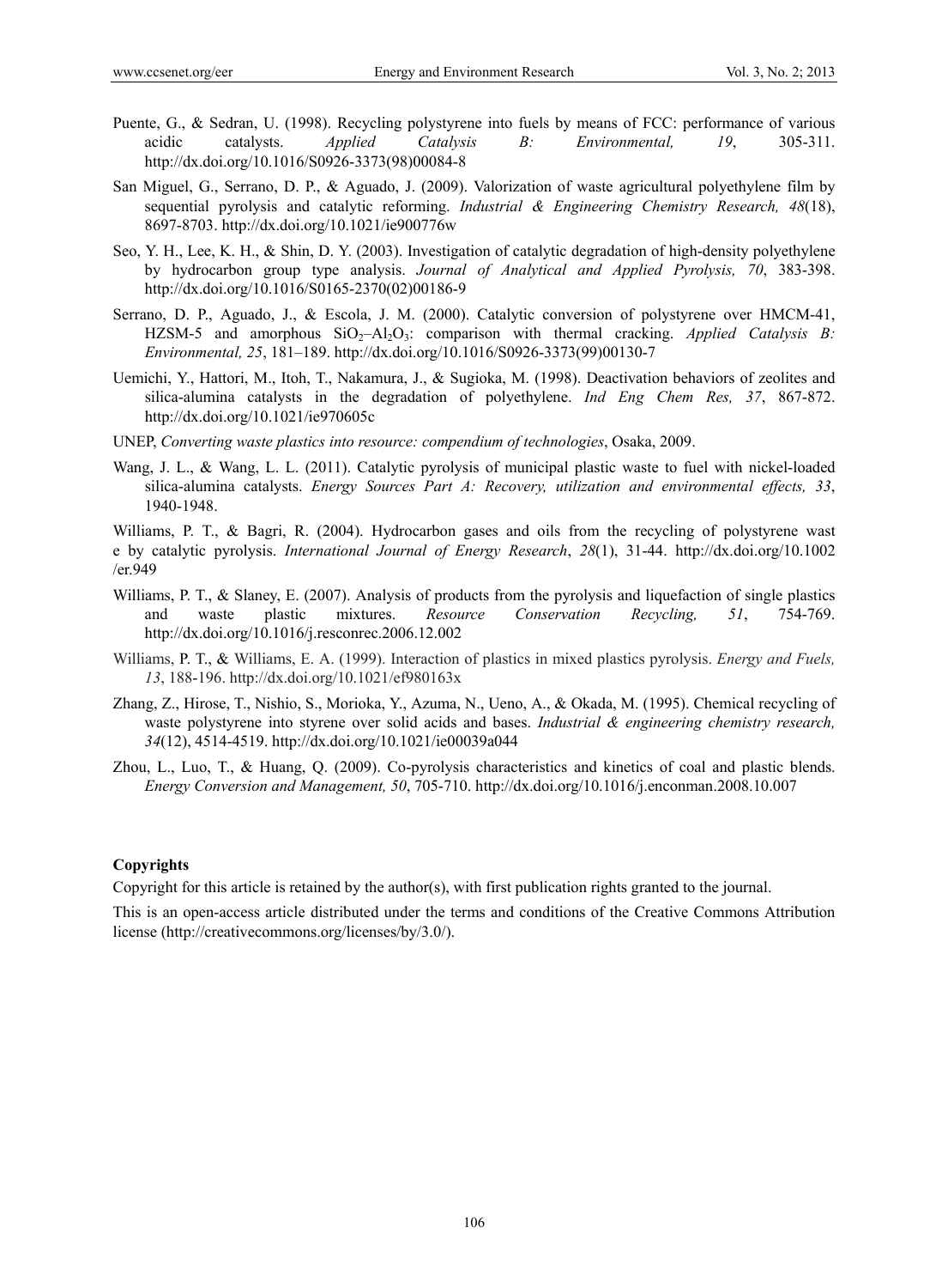Puente, G., & Sedran, U. (1998). Recycling polystyrene into fuels by means of FCC: performance of various acidic catalysts. *Applied Catalysis B: Environmental, 19*, 305-311. http://dx.doi.org/10.1016/S0926-3373(98)00084-8

San Miguel, G., Serrano, D. P., & Aguado, J. (2009). Valorization of waste agricultural polyethylene film by sequential pyrolysis and catalytic reforming. *Industrial & Engineering Chemistry Research, 48*(18), 8697-8703. http://dx.doi.org/10.1021/ie900776w

Seo, Y. H., Lee, K. H., & Shin, D. Y. (2003). Investigation of catalytic degradation of high-density polyethylene by hydrocarbon group type analysis. *Journal of Analytical and Applied Pyrolysis, 70*, 383-398. http://dx.doi.org/10.1016/S0165-2370(02)00186-9

Serrano, D. P., Aguado, J., & Escola, J. M. (2000). Catalytic conversion of polystyrene over HMCM-41, HZSM-5 and amorphous $SiO_2$–$Al_2O_3$: comparison with thermal cracking. *Applied Catalysis B: Environmental, 25*, 181–189. http://dx.doi.org/10.1016/S0926-3373(99)00130-7

Uemichi, Y., Hattori, M., Itoh, T., Nakamura, J., & Sugioka, M. (1998). Deactivation behaviors of zeolites and silica-alumina catalysts in the degradation of polyethylene. *Ind Eng Chem Res, 37*, 867-872. http://dx.doi.org/10.1021/ie970605c

UNEP, *Converting waste plastics into resource: compendium of technologies*, Osaka, 2009.

Wang, J. L., & Wang, L. L. (2011). Catalytic pyrolysis of municipal plastic waste to fuel with nickel-loaded silica-alumina catalysts. *Energy Sources Part A: Recovery, utilization and environmental effects, 33*, 1940-1948.

Williams, P. T., & Bagri, R. (2004). Hydrocarbon gases and oils from the recycling of polystyrene wast e by catalytic pyrolysis. *International Journal of Energy Research*, *28*(1), 31-44. http://dx.doi.org/10.1002 /er.949

Williams, P. T., & Slaney, E. (2007). Analysis of products from the pyrolysis and liquefaction of single plastics and waste plastic mixtures. *Resource Conservation Recycling, 51*, 754-769. http://dx.doi.org/10.1016/j.resconrec.2006.12.002

Williams, P. T., & Williams, E. A. (1999). Interaction of plastics in mixed plastics pyrolysis. *Energy and Fuels, 13*, 188-196. http://dx.doi.org/10.1021/ef980163x

Zhang, Z., Hirose, T., Nishio, S., Morioka, Y., Azuma, N., Ueno, A., & Okada, M. (1995). Chemical recycling of waste polystyrene into styrene over solid acids and bases. *Industrial & engineering chemistry research, 34*(12), 4514-4519. http://dx.doi.org/10.1021/ie00039a044

Zhou, L., Luo, T., & Huang, Q. (2009). Co-pyrolysis characteristics and kinetics of coal and plastic blends. *Energy Conversion and Management, 50*, 705-710. http://dx.doi.org/10.1016/j.enconman.2008.10.007

**Copyrights**

Copyright for this article is retained by the author(s), with first publication rights granted to the journal.

This is an open-access article distributed under the terms and conditions of the Creative Commons Attribution license (http://creativecommons.org/licenses/by/3.0/).